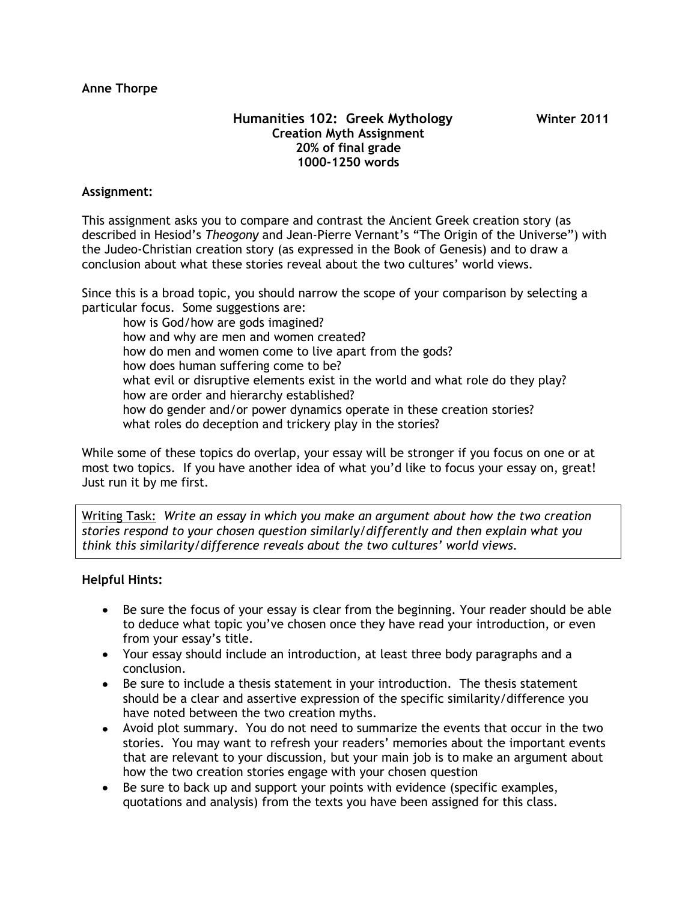**Anne Thorpe**

**Humanities 102: Greek Mythology** **Winter 2011**
**Creation Myth Assignment**
**20% of final grade**
**1000-1250 words**

**Assignment:**

This assignment asks you to compare and contrast the Ancient Greek creation story (as described in Hesiod's *Theogony* and Jean-Pierre Vernant's "The Origin of the Universe") with the Judeo-Christian creation story (as expressed in the Book of Genesis) and to draw a conclusion about what these stories reveal about the two cultures' world views.

Since this is a broad topic, you should narrow the scope of your comparison by selecting a particular focus. Some suggestions are:

- how is God/how are gods imagined?
- how and why are men and women created?
- how do men and women come to live apart from the gods?
- how does human suffering come to be?
- what evil or disruptive elements exist in the world and what role do they play?
- how are order and hierarchy established?
- how do gender and/or power dynamics operate in these creation stories?
- what roles do deception and trickery play in the stories?

While some of these topics do overlap, your essay will be stronger if you focus on one or at most two topics. If you have another idea of what you'd like to focus your essay on, great! Just run it by me first.

> Writing Task: *Write an essay in which you make an argument about how the two creation stories respond to your chosen question similarly/differently and then explain what you think this similarity/difference reveals about the two cultures' world views.*

**Helpful Hints:**

- Be sure the focus of your essay is clear from the beginning. Your reader should be able to deduce what topic you've chosen once they have read your introduction, or even from your essay's title.
- Your essay should include an introduction, at least three body paragraphs and a conclusion.
- Be sure to include a thesis statement in your introduction. The thesis statement should be a clear and assertive expression of the specific similarity/difference you have noted between the two creation myths.
- Avoid plot summary. You do not need to summarize the events that occur in the two stories. You may want to refresh your readers' memories about the important events that are relevant to your discussion, but your main job is to make an argument about how the two creation stories engage with your chosen question
- Be sure to back up and support your points with evidence (specific examples, quotations and analysis) from the texts you have been assigned for this class.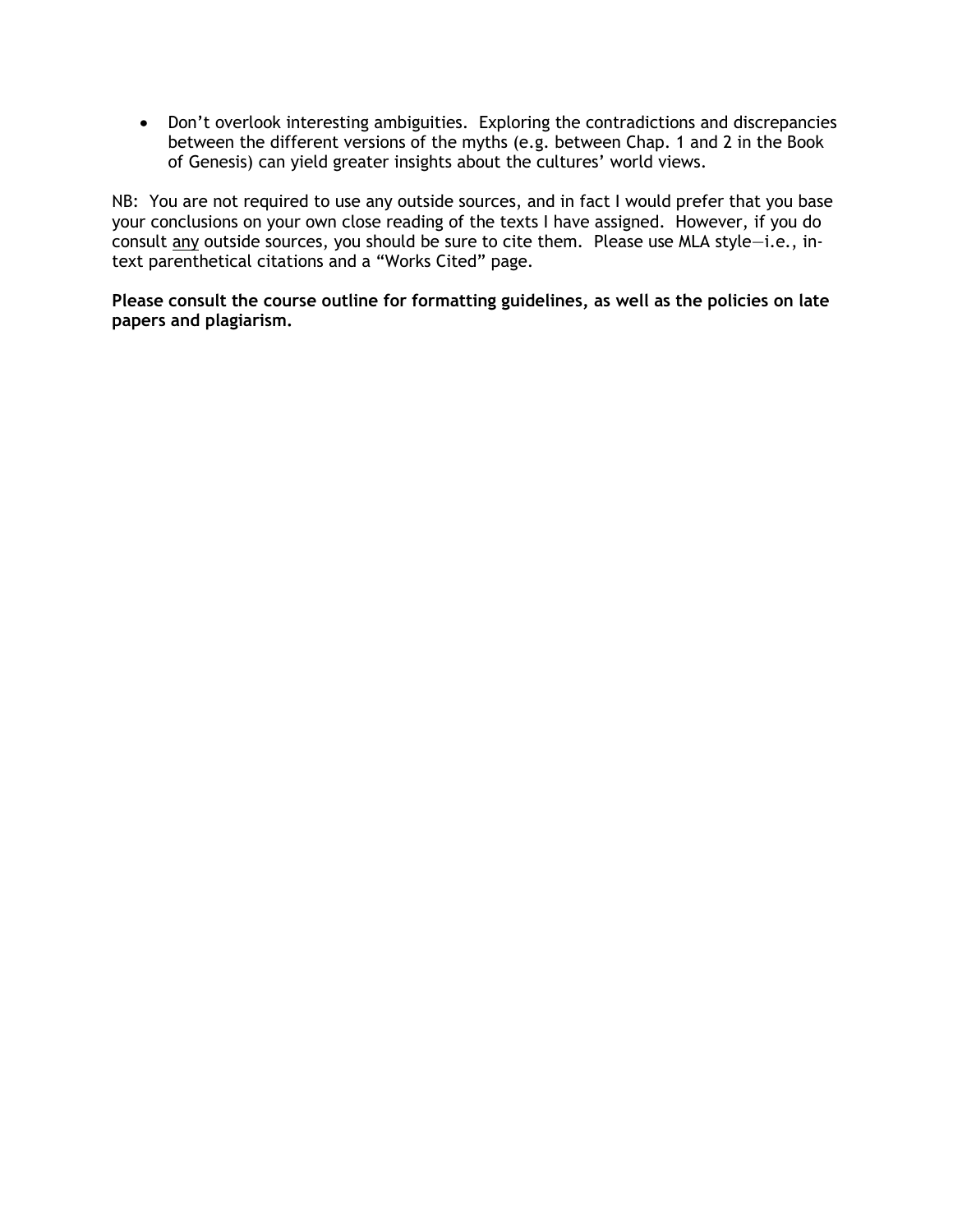- Don't overlook interesting ambiguities. Exploring the contradictions and discrepancies between the different versions of the myths (e.g. between Chap. 1 and 2 in the Book of Genesis) can yield greater insights about the cultures' world views.

NB: You are not required to use any outside sources, and in fact I would prefer that you base your conclusions on your own close reading of the texts I have assigned. However, if you do consult <u>any</u> outside sources, you should be sure to cite them. Please use MLA style—i.e., in-text parenthetical citations and a "Works Cited" page.

**Please consult the course outline for formatting guidelines, as well as the policies on late papers and plagiarism.**